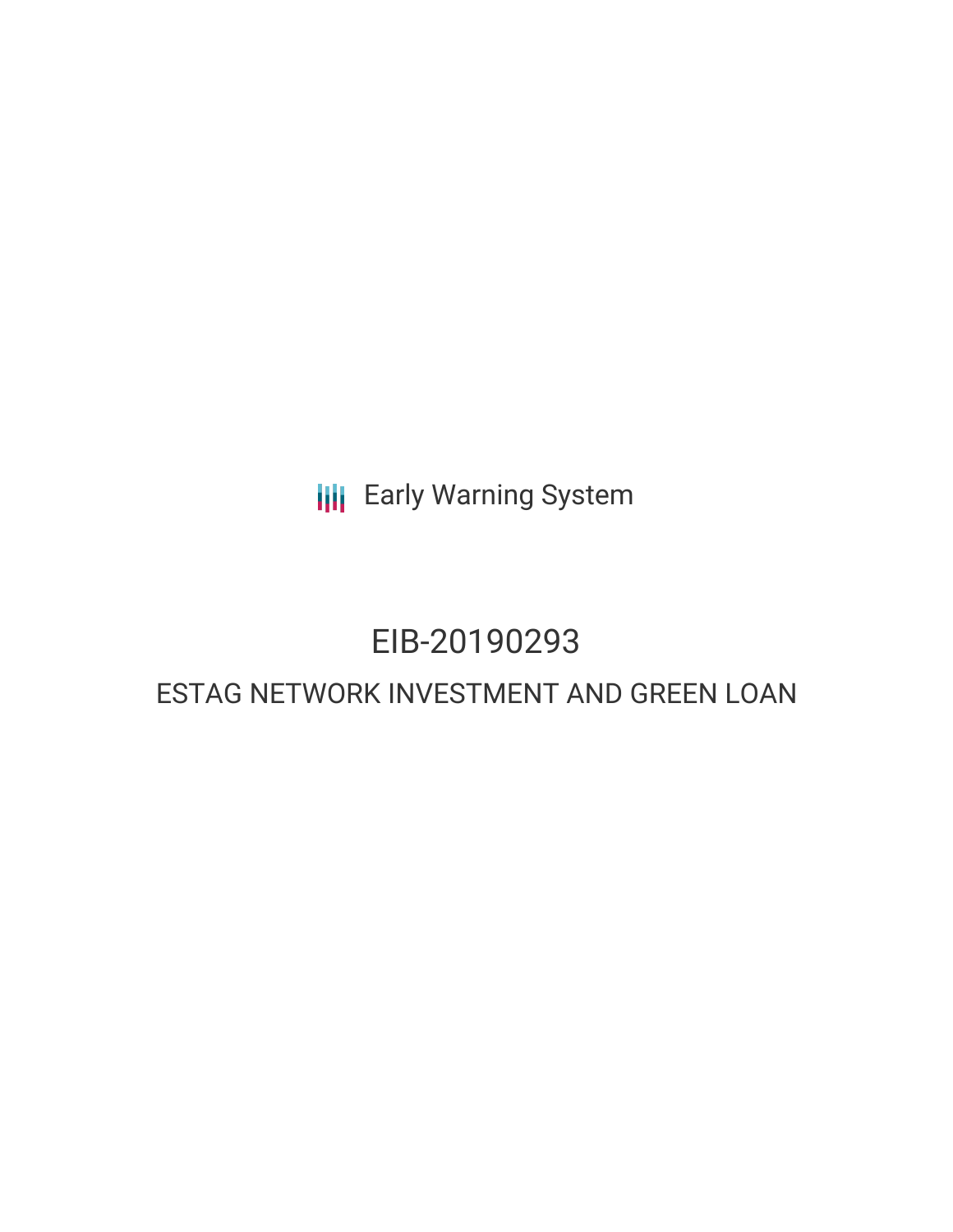Early Warning System

# EIB-20190293

## ESTAG NETWORK INVESTMENT AND GREEN LOAN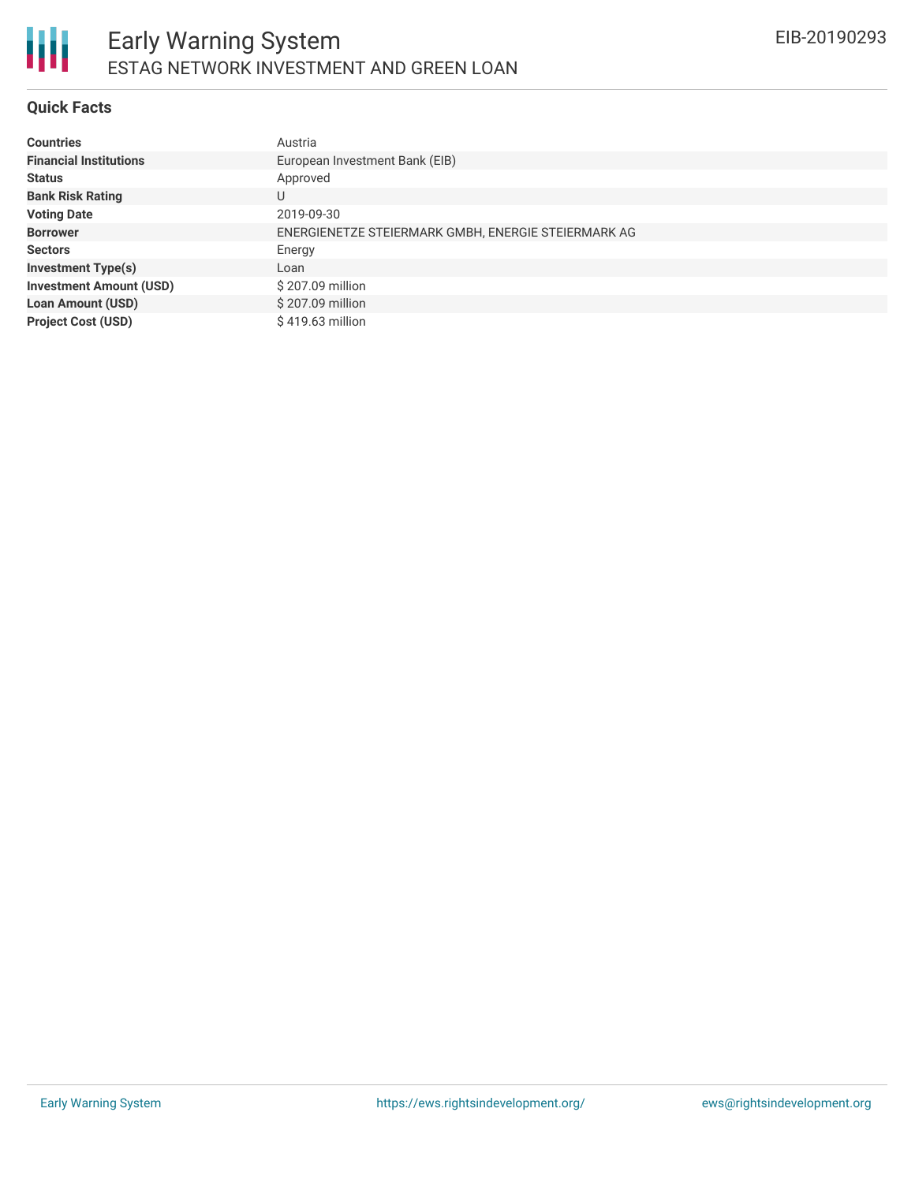## Quick Facts

| | |
|---|---|
| **Countries** | Austria |
| **Financial Institutions** | European Investment Bank (EIB) |
| **Status** | Approved |
| **Bank Risk Rating** | U |
| **Voting Date** | 2019-09-30 |
| **Borrower** | ENERGIENETZE STEIERMARK GMBH, ENERGIE STEIERMARK AG |
| **Sectors** | Energy |
| **Investment Type(s)** | Loan |
| **Investment Amount (USD)** | $ 207.09 million |
| **Loan Amount (USD)** | $ 207.09 million |
| **Project Cost (USD)** | $ 419.63 million |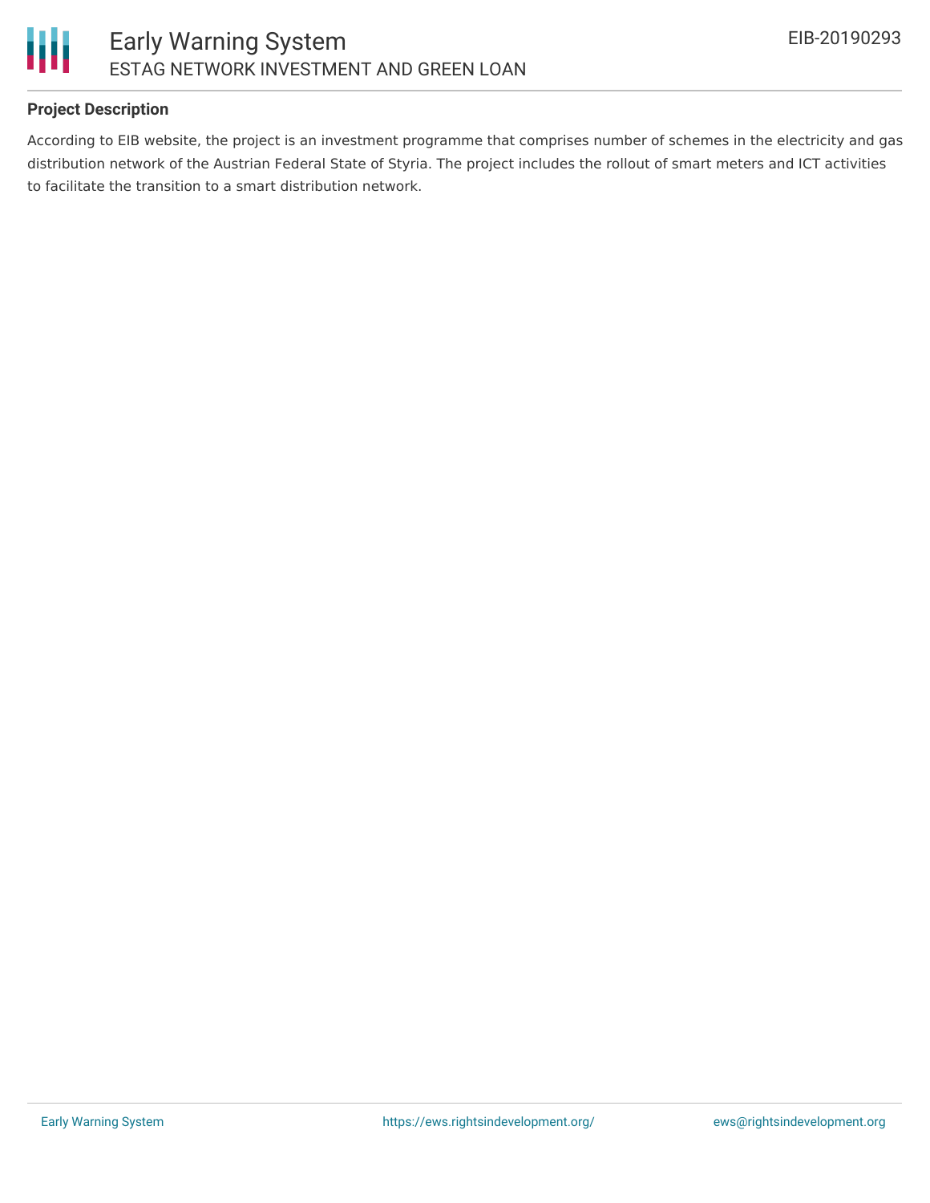## Project Description

According to EIB website, the project is an investment programme that comprises number of schemes in the electricity and gas distribution network of the Austrian Federal State of Styria. The project includes the rollout of smart meters and ICT activities to facilitate the transition to a smart distribution network.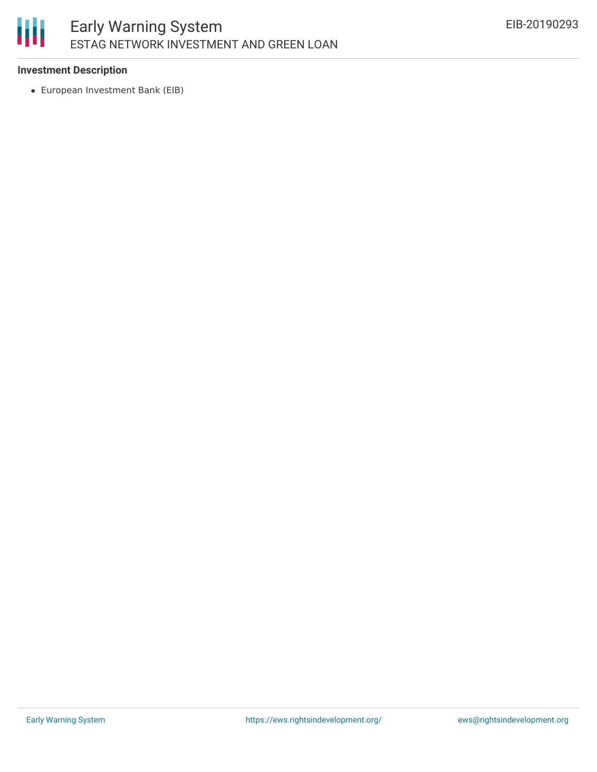**Investment Description**

- European Investment Bank (EIB)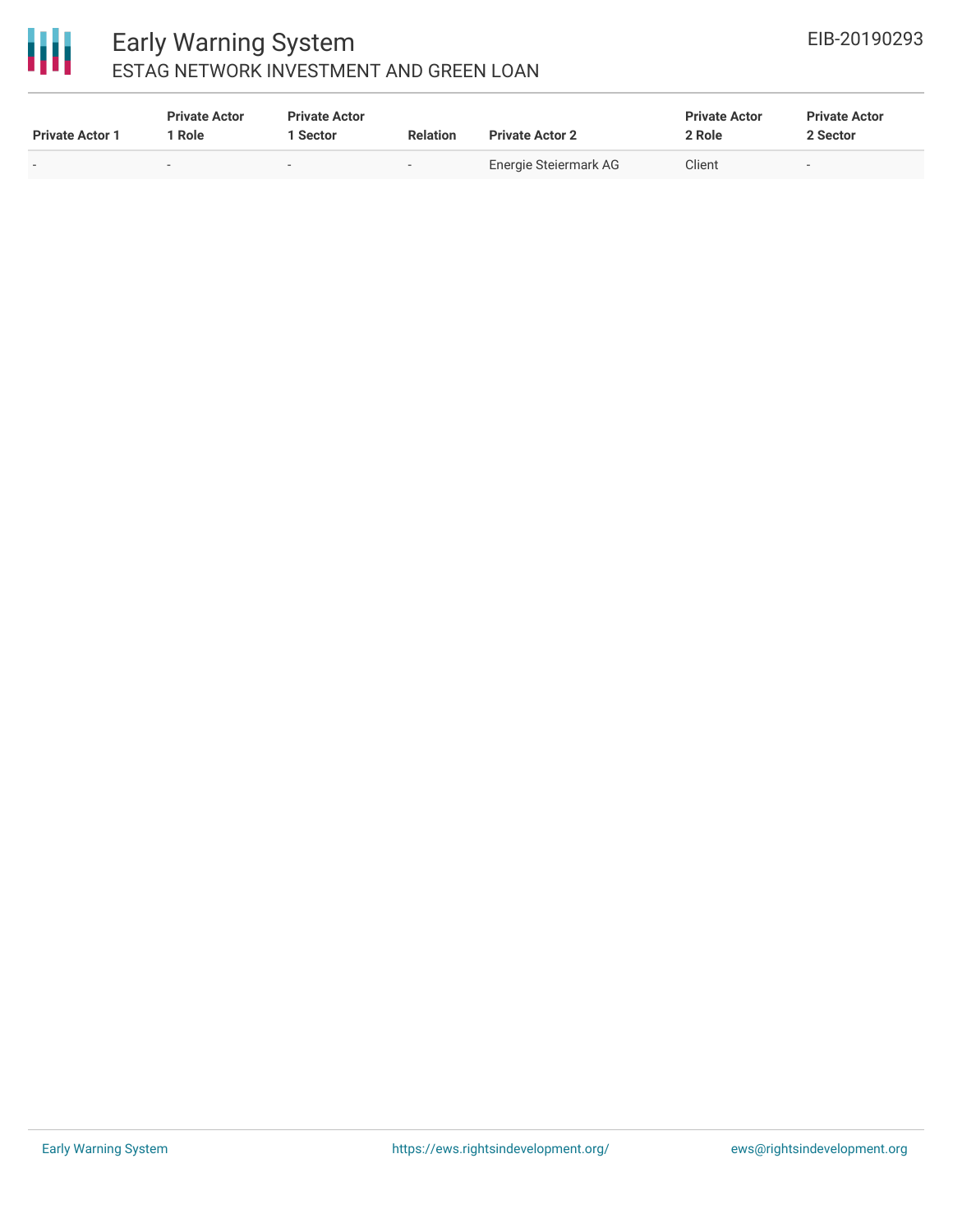| Private Actor 1 | Private Actor 1 Role | Private Actor 1 Sector | Relation | Private Actor 2 | Private Actor 2 Role | Private Actor 2 Sector |
|---|---|---|---|---|---|---|
| - | - | - | - | Energie Steiermark AG | Client | - |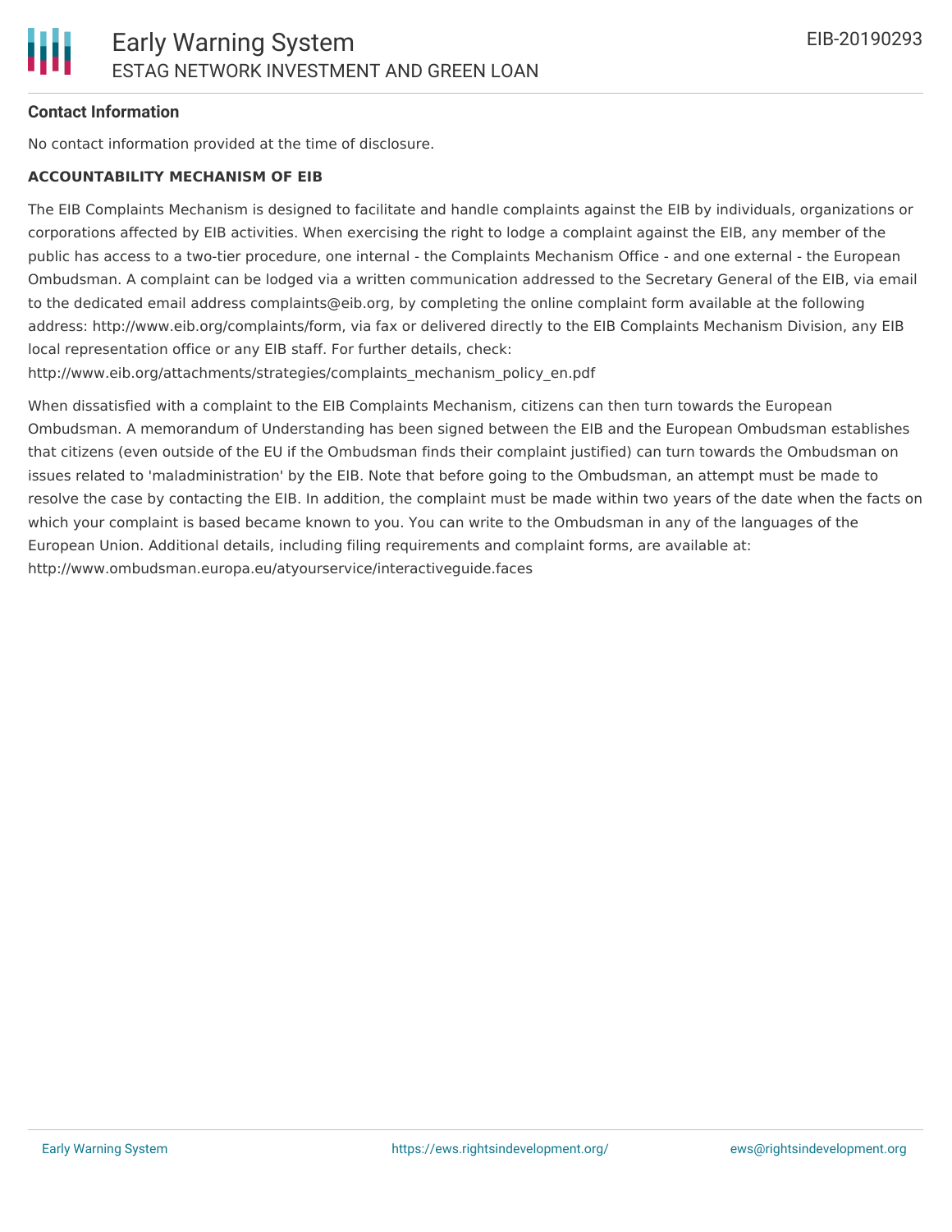## Contact Information

No contact information provided at the time of disclosure.

**ACCOUNTABILITY MECHANISM OF EIB**

The EIB Complaints Mechanism is designed to facilitate and handle complaints against the EIB by individuals, organizations or corporations affected by EIB activities. When exercising the right to lodge a complaint against the EIB, any member of the public has access to a two-tier procedure, one internal - the Complaints Mechanism Office - and one external - the European Ombudsman. A complaint can be lodged via a written communication addressed to the Secretary General of the EIB, via email to the dedicated email address complaints@eib.org, by completing the online complaint form available at the following address: http://www.eib.org/complaints/form, via fax or delivered directly to the EIB Complaints Mechanism Division, any EIB local representation office or any EIB staff. For further details, check: http://www.eib.org/attachments/strategies/complaints_mechanism_policy_en.pdf

When dissatisfied with a complaint to the EIB Complaints Mechanism, citizens can then turn towards the European Ombudsman. A memorandum of Understanding has been signed between the EIB and the European Ombudsman establishes that citizens (even outside of the EU if the Ombudsman finds their complaint justified) can turn towards the Ombudsman on issues related to 'maladministration' by the EIB. Note that before going to the Ombudsman, an attempt must be made to resolve the case by contacting the EIB. In addition, the complaint must be made within two years of the date when the facts on which your complaint is based became known to you. You can write to the Ombudsman in any of the languages of the European Union. Additional details, including filing requirements and complaint forms, are available at: http://www.ombudsman.europa.eu/atyourservice/interactiveguide.faces